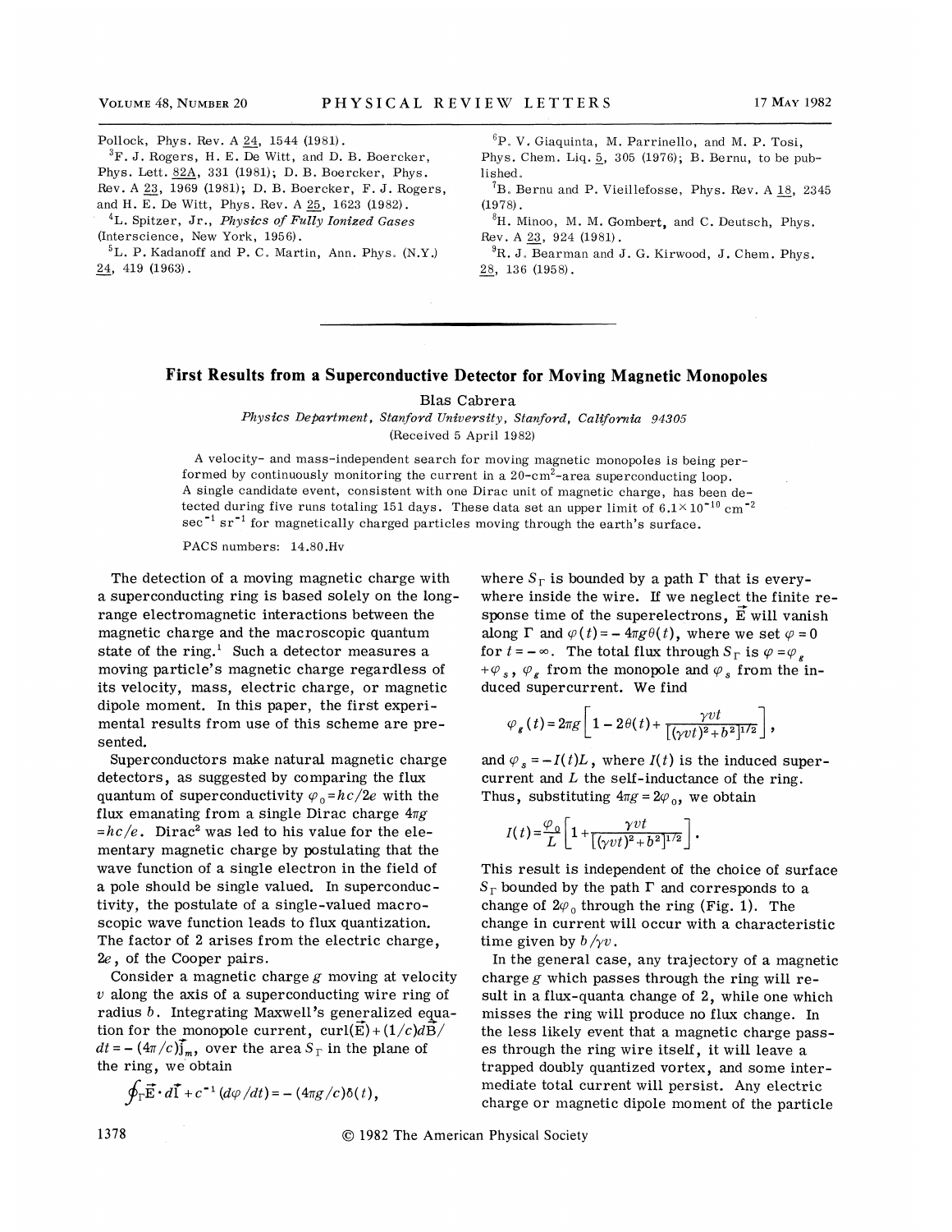Pollock, Phys. Rev. A 24, 1544 (1981).

[3]F. J. Rogers, H. E. De Witt, and D. B. Boercker, Phys. Lett. 82A, 331 (1981); D. B. Boercker, Phys. Rev. A 23, 1969 (1981); D. B. Boercker, F. J. Rogers, and H. E. De Witt, Phys. Rev. A 25, 1623 (1982).

[4]L. Spitzer, Jr., *Physics of Fully Ionized Gases* (Interscience, New York, 1956).

[5]L. P. Kadanoff and P. C. Martin, Ann. Phys. (N.Y.) 24, 419 (1963).

[6]P. V. Giaquinta, M. Parrinello, and M. P. Tosi, Phys. Chem. Liq. 5, 305 (1976); B. Bernu, to be published.

[7]B. Bernu and P. Vieillefosse, Phys. Rev. A 18, 2345 (1978).

[8]H. Minoo, M. M. Gombert, and C. Deutsch, Phys. Rev. A 23, 924 (1981).

[9]R. J. Bearman and J. G. Kirwood, J. Chem. Phys. 28, 136 (1958).

# First Results from a Superconductive Detector for Moving Magnetic Monopoles

Blas Cabrera

*Physics Department, Stanford University, Stanford, California 94305*

(Received 5 April 1982)

A velocity- and mass-independent search for moving magnetic monopoles is being performed by continuously monitoring the current in a 20-$\text{cm}^2$-area superconducting loop. A single candidate event, consistent with one Dirac unit of magnetic charge, has been detected during five runs totaling 151 days. These data set an upper limit of $6.1\times 10^{-10}\ \text{cm}^{-2}\ \text{sec}^{-1}\ \text{sr}^{-1}$ for magnetically charged particles moving through the earth's surface.

PACS numbers: 14.80.Hv

The detection of a moving magnetic charge with a superconducting ring is based solely on the long-range electromagnetic interactions between the magnetic charge and the macroscopic quantum state of the ring.[1] Such a detector measures a moving particle's magnetic charge regardless of its velocity, mass, electric charge, or magnetic dipole moment. In this paper, the first experimental results from use of this scheme are presented.

Superconductors make natural magnetic charge detectors, as suggested by comparing the flux quantum of superconductivity $\varphi_0 = hc/2e$ with the flux emanating from a single Dirac charge $4\pi g = hc/e$. Dirac[2] was led to his value for the elementary magnetic charge by postulating that the wave function of a single electron in the field of a pole should be single valued. In superconductivity, the postulate of a single-valued macroscopic wave function leads to flux quantization. The factor of 2 arises from the electric charge, $2e$, of the Cooper pairs.

Consider a magnetic charge $g$ moving at velocity $v$ along the axis of a superconducting wire ring of radius $b$. Integrating Maxwell's generalized equation for the monopole current, $\text{curl}(\vec{E}) + (1/c)d\vec{B}/dt = -(4\pi/c)\vec{j}_m$, over the area $S_\Gamma$ in the plane of the ring, we obtain

$$\oint_\Gamma \vec{E}\cdot d\vec{l} + c^{-1}(d\varphi/dt) = -(4\pi g/c)\delta(t),$$

where $S_\Gamma$ is bounded by a path $\Gamma$ that is everywhere inside the wire. If we neglect the finite response time of the superelectrons, $\vec{E}$ will vanish along $\Gamma$ and $\varphi(t) = -4\pi g\theta(t)$, where we set $\varphi = 0$ for $t = -\infty$. The total flux through $S_\Gamma$ is $\varphi = \varphi_g + \varphi_s$, $\varphi_g$ from the monopole and $\varphi_s$ from the induced supercurrent. We find

$$\varphi_g(t) = 2\pi g\left[1 - 2\theta(t) + \frac{\gamma v t}{[(\gamma v t)^2 + b^2]^{1/2}}\right],$$

and $\varphi_s = -I(t)L$, where $I(t)$ is the induced supercurrent and $L$ the self-inductance of the ring. Thus, substituting $4\pi g = 2\varphi_0$, we obtain

$$I(t) = \frac{\varphi_0}{L}\left[1 + \frac{\gamma v t}{[(\gamma v t)^2 + b^2]^{1/2}}\right].$$

This result is independent of the choice of surface $S_\Gamma$ bounded by the path $\Gamma$ and corresponds to a change of $2\varphi_0$ through the ring (Fig. 1). The change in current will occur with a characteristic time given by $b/\gamma v$.

In the general case, any trajectory of a magnetic charge $g$ which passes through the ring will result in a flux-quanta change of 2, while one which misses the ring will produce no flux change. In the less likely event that a magnetic charge passes through the ring wire itself, it will leave a trapped doubly quantized vortex, and some intermediate total current will persist. Any electric charge or magnetic dipole moment of the particle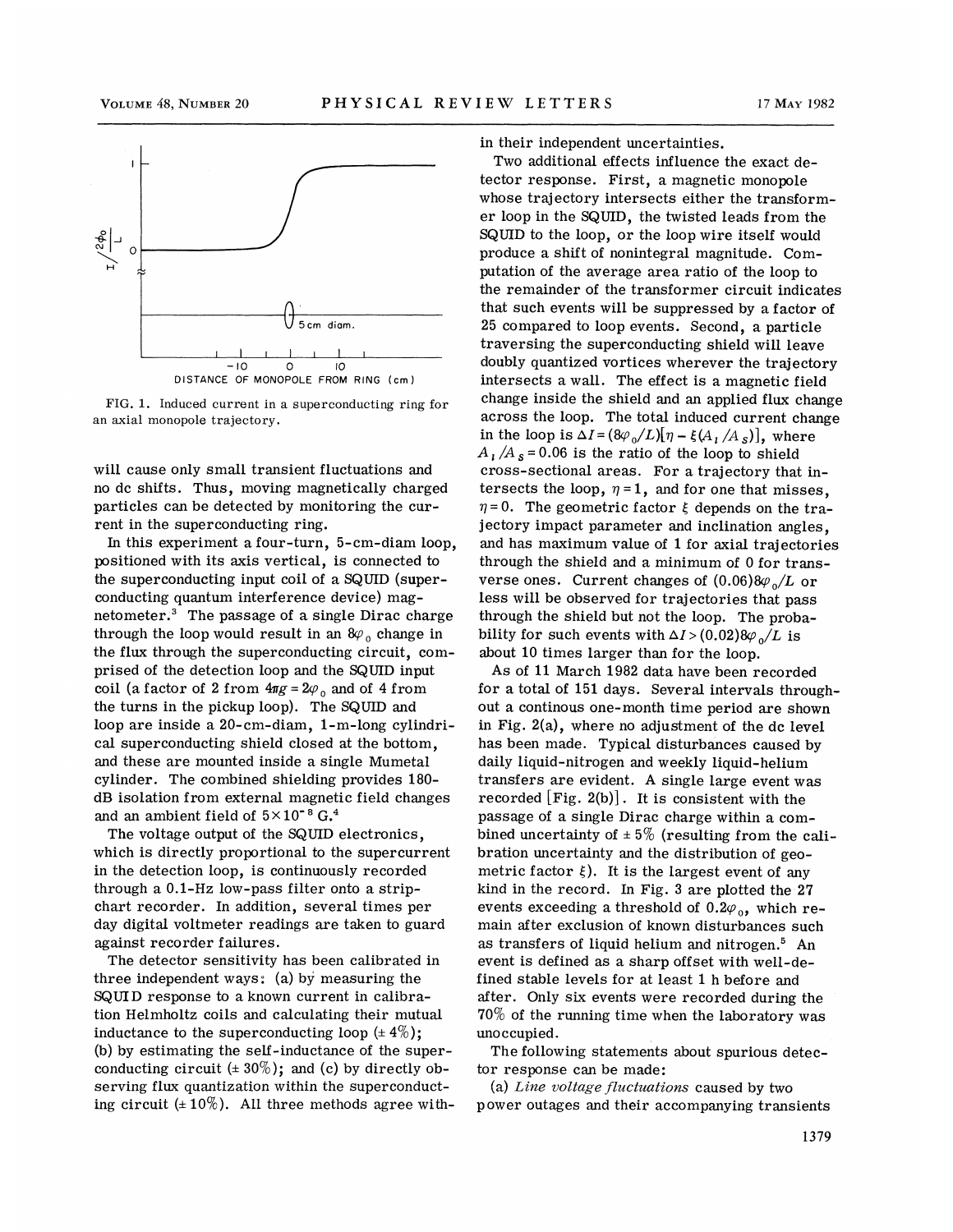FIG. 1. Induced current in a superconducting ring for an axial monopole trajectory.

will cause only small transient fluctuations and no dc shifts. Thus, moving magnetically charged particles can be detected by monitoring the current in the superconducting ring.

In this experiment a four-turn, 5-cm-diam loop, positioned with its axis vertical, is connected to the superconducting input coil of a SQUID (superconducting quantum interference device) magnetometer.[3] The passage of a single Dirac charge through the loop would result in an $8\varphi_0$ change in the flux through the superconducting circuit, comprised of the detection loop and the SQUID input coil (a factor of 2 from $4\pi g = 2\varphi_0$ and of 4 from the turns in the pickup loop). The SQUID and loop are inside a 20-cm-diam, 1-m-long cylindrical superconducting shield closed at the bottom, and these are mounted inside a single Mumetal cylinder. The combined shielding provides 180-dB isolation from external magnetic field changes and an ambient field of $5\times10^{-8}$ G.[4]

The voltage output of the SQUID electronics, which is directly proportional to the supercurrent in the detection loop, is continuously recorded through a 0.1-Hz low-pass filter onto a strip-chart recorder. In addition, several times per day digital voltmeter readings are taken to guard against recorder failures.

The detector sensitivity has been calibrated in three independent ways: (a) by measuring the SQUID response to a known current in calibration Helmholtz coils and calculating their mutual inductance to the superconducting loop ($\pm$ 4%); (b) by estimating the self-inductance of the superconducting circuit ($\pm$ 30%); and (c) by directly observing flux quantization within the superconducting circuit ($\pm$ 10%). All three methods agree within their independent uncertainties.

Two additional effects influence the exact detector response. First, a magnetic monopole whose trajectory intersects either the transformer loop in the SQUID, the twisted leads from the SQUID to the loop, or the loop wire itself would produce a shift of nonintegral magnitude. Computation of the average area ratio of the loop to the remainder of the transformer circuit indicates that such events will be suppressed by a factor of 25 compared to loop events. Second, a particle traversing the superconducting shield will leave doubly quantized vortices wherever the trajectory intersects a wall. The effect is a magnetic field change inside the shield and an applied flux change across the loop. The total induced current change in the loop is $\Delta I = (8\varphi_0/L)[\eta - \xi(A_l/A_S)]$, where $A_l/A_S = 0.06$ is the ratio of the loop to shield cross-sectional areas. For a trajectory that intersects the loop, $\eta = 1$, and for one that misses, $\eta = 0$. The geometric factor $\xi$ depends on the trajectory impact parameter and inclination angles, and has maximum value of 1 for axial trajectories through the shield and a minimum of 0 for transverse ones. Current changes of $(0.06)8\varphi_0/L$ or less will be observed for trajectories that pass through the shield but not the loop. The probability for such events with $\Delta I > (0.02)8\varphi_0/L$ is about 10 times larger than for the loop.

As of 11 March 1982 data have been recorded for a total of 151 days. Several intervals throughout a continous one-month time period are shown in Fig. 2(a), where no adjustment of the dc level has been made. Typical disturbances caused by daily liquid-nitrogen and weekly liquid-helium transfers are evident. A single large event was recorded [Fig. 2(b)]. It is consistent with the passage of a single Dirac charge within a combined uncertainty of $\pm$ 5% (resulting from the calibration uncertainty and the distribution of geometric factor $\xi$). It is the largest event of any kind in the record. In Fig. 3 are plotted the 27 events exceeding a threshold of $0.2\varphi_0$, which remain after exclusion of known disturbances such as transfers of liquid helium and nitrogen.[5] An event is defined as a sharp offset with well-defined stable levels for at least 1 h before and after. Only six events were recorded during the 70% of the running time when the laboratory was unoccupied.

The following statements about spurious detector response can be made:

(a) *Line voltage fluctuations* caused by two power outages and their accompanying transients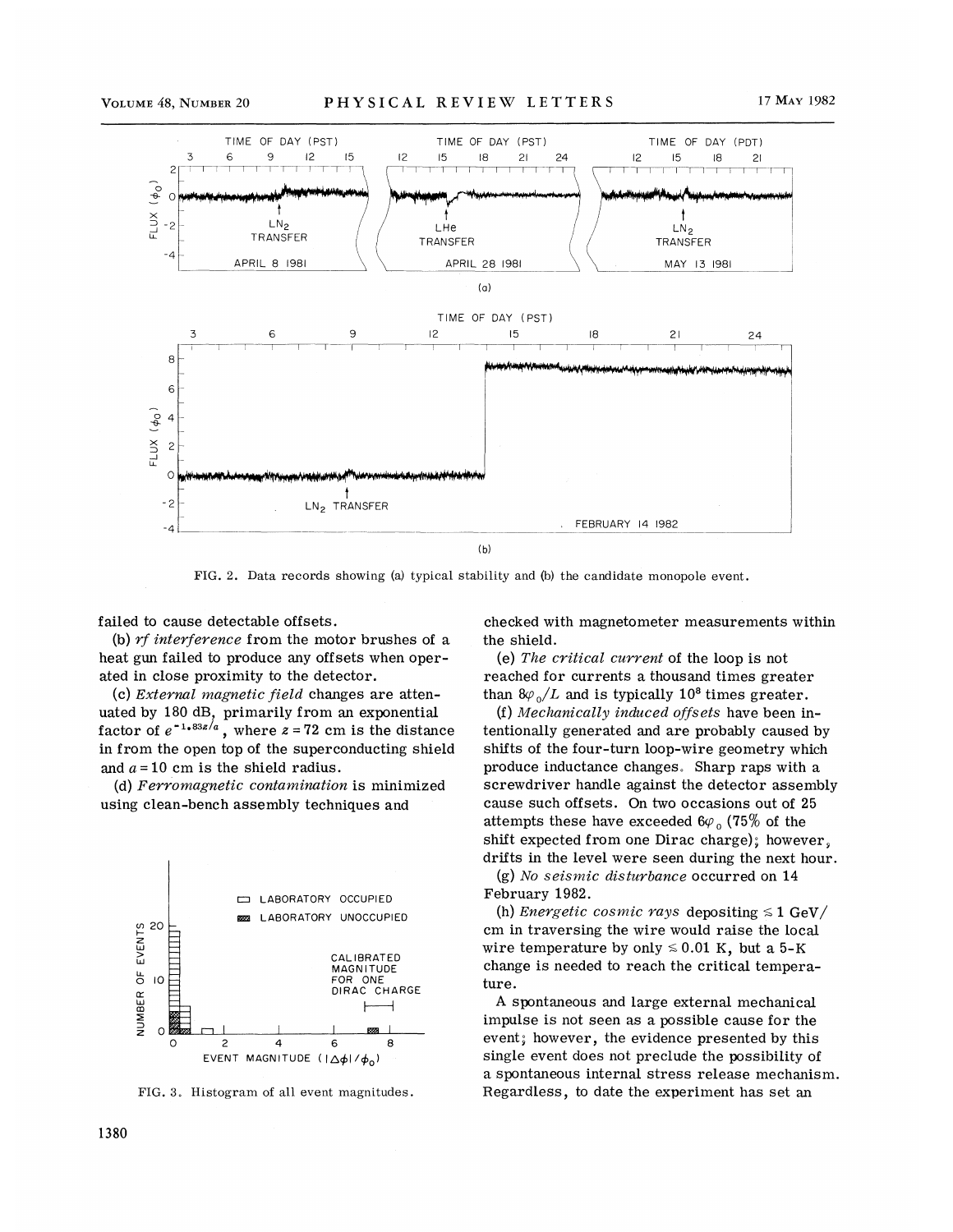FIG. 2. Data records showing (a) typical stability and (b) the candidate monopole event.

failed to cause detectable offsets.

(b) *rf interference* from the motor brushes of a heat gun failed to produce any offsets when operated in close proximity to the detector.

(c) *External magnetic field* changes are attenuated by 180 dB, primarily from an exponential factor of $e^{-1.83z/a}$, where $z = 72$ cm is the distance in from the open top of the superconducting shield and $a = 10$ cm is the shield radius.

(d) *Ferromagnetic contamination* is minimized using clean-bench assembly techniques and checked with magnetometer measurements within the shield.

(e) *The critical current* of the loop is not reached for currents a thousand times greater than $8\varphi_0/L$ and is typically $10^8$ times greater.

(f) *Mechanically induced offsets* have been intentionally generated and are probably caused by shifts of the four-turn loop-wire geometry which produce inductance changes. Sharp raps with a screwdriver handle against the detector assembly cause such offsets. On two occasions out of 25 attempts these have exceeded $6\varphi_0$ (75% of the shift expected from one Dirac charge); however, drifts in the level were seen during the next hour.

(g) *No seismic disturbance* occurred on 14 February 1982.

(h) *Energetic cosmic rays* depositing $\lesssim 1$ GeV/cm in traversing the wire would raise the local wire temperature by only $\lesssim 0.01$ K, but a 5-K change is needed to reach the critical temperature.

A spontaneous and large external mechanical impulse is not seen as a possible cause for the event; however, the evidence presented by this single event does not preclude the possibility of a spontaneous internal stress release mechanism. Regardless, to date the experiment has set an

FIG. 3. Histogram of all event magnitudes.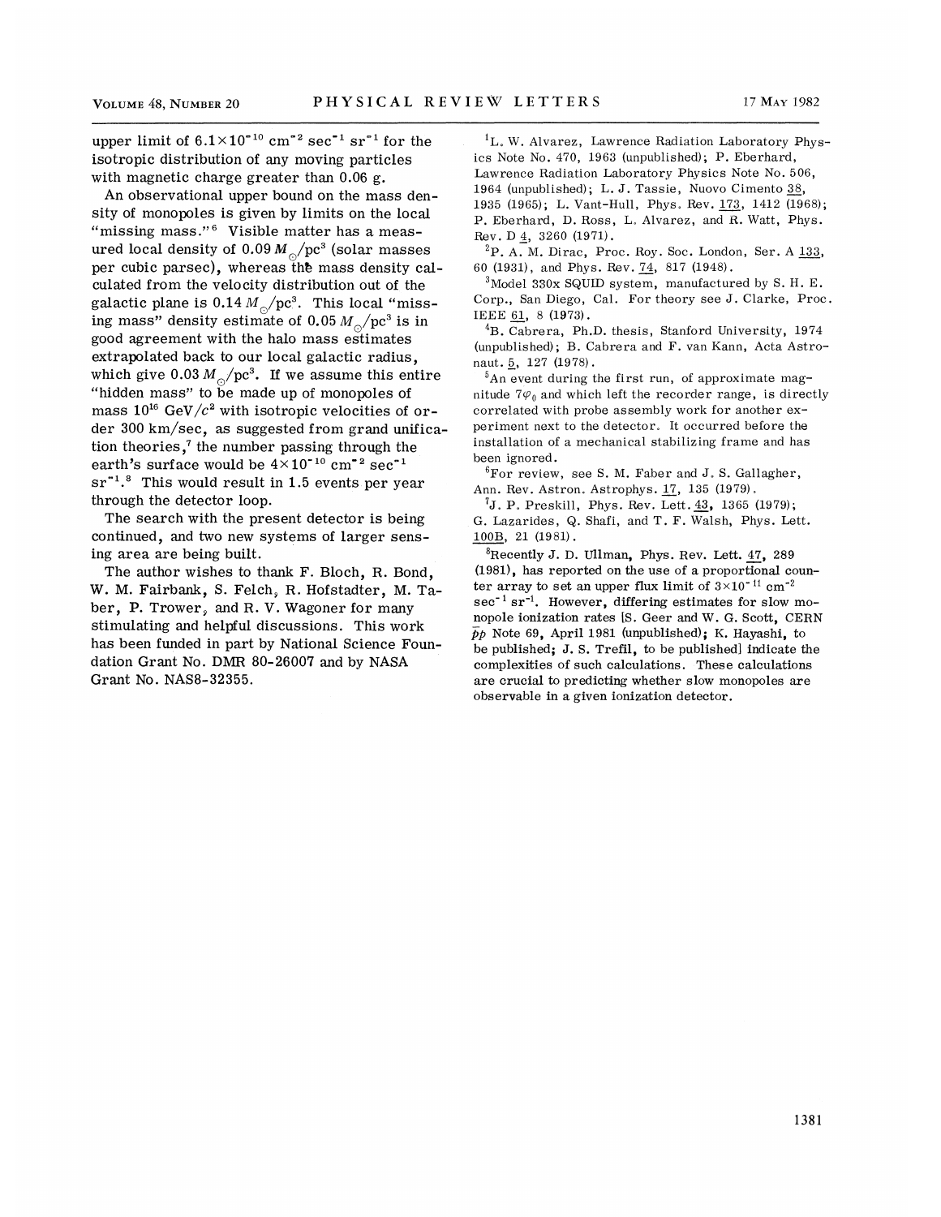upper limit of $6.1 \times 10^{-10}$ cm$^{-2}$ sec$^{-1}$ sr$^{-1}$ for the isotropic distribution of any moving particles with magnetic charge greater than 0.06 g.

An observational upper bound on the mass density of monopoles is given by limits on the local "missing mass."[6] Visible matter has a measured local density of $0.09\,M_\odot/\text{pc}^3$ (solar masses per cubic parsec), whereas the mass density calculated from the velocity distribution out of the galactic plane is $0.14\,M_\odot/\text{pc}^3$. This local "missing mass" density estimate of $0.05\,M_\odot/\text{pc}^3$ is in good agreement with the halo mass estimates extrapolated back to our local galactic radius, which give $0.03\,M_\odot/\text{pc}^3$. If we assume this entire "hidden mass" to be made up of monopoles of mass $10^{16}$ GeV/$c^2$ with isotropic velocities of order 300 km/sec, as suggested from grand unification theories,[7] the number passing through the earth's surface would be $4 \times 10^{-10}$ cm$^{-2}$ sec$^{-1}$ sr$^{-1}$.[8] This would result in 1.5 events per year through the detector loop.

The search with the present detector is being continued, and two new systems of larger sensing area are being built.

The author wishes to thank F. Bloch, R. Bond, W. M. Fairbank, S. Felch, R. Hofstadter, M. Taber, P. Trower, and R. V. Wagoner for many stimulating and helpful discussions. This work has been funded in part by National Science Foundation Grant No. DMR 80-26007 and by NASA Grant No. NAS8-32355.

[1] L. W. Alvarez, Lawrence Radiation Laboratory Physics Note No. 470, 1963 (unpublished); P. Eberhard, Lawrence Radiation Laboratory Physics Note No. 506, 1964 (unpublished); L. J. Tassie, Nuovo Cimento 38, 1935 (1965); L. Vant-Hull, Phys. Rev. 173, 1412 (1968); P. Eberhard, D. Ross, L. Alvarez, and R. Watt, Phys. Rev. D 4, 3260 (1971).

[2] P. A. M. Dirac, Proc. Roy. Soc. London, Ser. A 133, 60 (1931), and Phys. Rev. 74, 817 (1948).

[3] Model 330x SQUID system, manufactured by S. H. E. Corp., San Diego, Cal. For theory see J. Clarke, Proc. IEEE 61, 8 (1973).

[4] B. Cabrera, Ph.D. thesis, Stanford University, 1974 (unpublished); B. Cabrera and F. van Kann, Acta Astronaut. 5, 127 (1978).

[5] An event during the first run, of approximate magnitude $7\varphi_0$ and which left the recorder range, is directly correlated with probe assembly work for another experiment next to the detector. It occurred before the installation of a mechanical stabilizing frame and has been ignored.

[6] For review, see S. M. Faber and J. S. Gallagher, Ann. Rev. Astron. Astrophys. 17, 135 (1979).

[7] J. P. Preskill, Phys. Rev. Lett. 43, 1365 (1979); G. Lazarides, Q. Shafi, and T. F. Walsh, Phys. Lett. 100B, 21 (1981).

[8] Recently J. D. Ullman, Phys. Rev. Lett. 47, 289 (1981), has reported on the use of a proportional counter array to set an upper flux limit of $3 \times 10^{-11}$ cm$^{-2}$ sec$^{-1}$ sr$^{-1}$. However, differing estimates for slow monopole ionization rates [S. Geer and W. G. Scott, CERN $\bar{p}p$ Note 69, April 1981 (unpublished); K. Hayashi, to be published; J. S. Trefil, to be published] indicate the complexities of such calculations. These calculations are crucial to predicting whether slow monopoles are observable in a given ionization detector.